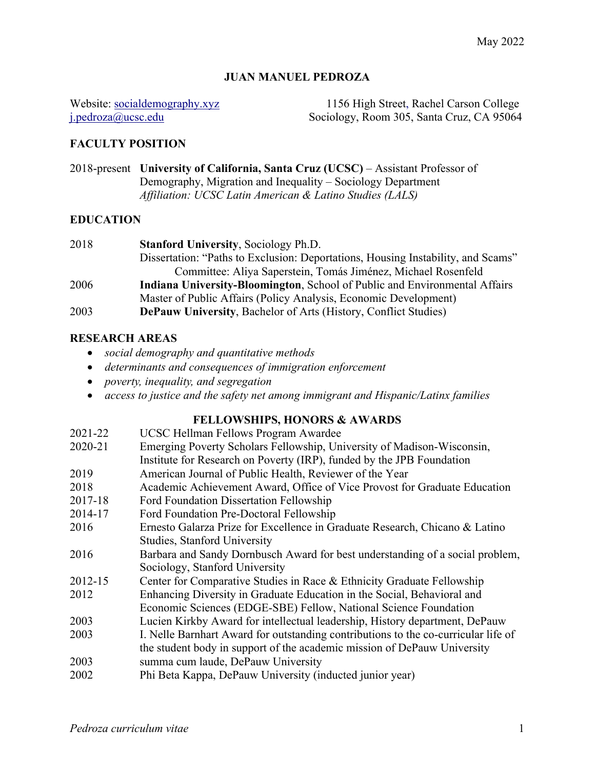May 2022

# JUAN MANUEL PEDROZA

Website: [socialdemography.xyz](socialdemography.xyz)
[j.pedroza@ucsc.edu](mailto:j.pedroza@ucsc.edu)

1156 High Street, Rachel Carson College
Sociology, Room 305, Santa Cruz, CA 95064

## FACULTY POSITION

2018-present **University of California, Santa Cruz (UCSC)** – Assistant Professor of Demography, Migration and Inequality – Sociology Department
*Affiliation: UCSC Latin American & Latino Studies (LALS)*

## EDUCATION

| | |
|---|---|
| 2018 | **Stanford University**, Sociology Ph.D.<br>Dissertation: "Paths to Exclusion: Deportations, Housing Instability, and Scams"<br>Committee: Aliya Saperstein, Tomás Jiménez, Michael Rosenfeld |
| 2006 | **Indiana University-Bloomington**, School of Public and Environmental Affairs<br>Master of Public Affairs (Policy Analysis, Economic Development) |
| 2003 | **DePauw University**, Bachelor of Arts (History, Conflict Studies) |

## RESEARCH AREAS

- *social demography and quantitative methods*
- *determinants and consequences of immigration enforcement*
- *poverty, inequality, and segregation*
- *access to justice and the safety net among immigrant and Hispanic/Latinx families*

## FELLOWSHIPS, HONORS & AWARDS

| | |
|---|---|
| 2021-22 | UCSC Hellman Fellows Program Awardee |
| 2020-21 | Emerging Poverty Scholars Fellowship, University of Madison-Wisconsin, Institute for Research on Poverty (IRP), funded by the JPB Foundation |
| 2019 | American Journal of Public Health, Reviewer of the Year |
| 2018 | Academic Achievement Award, Office of Vice Provost for Graduate Education |
| 2017-18 | Ford Foundation Dissertation Fellowship |
| 2014-17 | Ford Foundation Pre-Doctoral Fellowship |
| 2016 | Ernesto Galarza Prize for Excellence in Graduate Research, Chicano & Latino Studies, Stanford University |
| 2016 | Barbara and Sandy Dornbusch Award for best understanding of a social problem, Sociology, Stanford University |
| 2012-15 | Center for Comparative Studies in Race & Ethnicity Graduate Fellowship |
| 2012 | Enhancing Diversity in Graduate Education in the Social, Behavioral and Economic Sciences (EDGE-SBE) Fellow, National Science Foundation |
| 2003 | Lucien Kirkby Award for intellectual leadership, History department, DePauw |
| 2003 | I. Nelle Barnhart Award for outstanding contributions to the co-curricular life of the student body in support of the academic mission of DePauw University |
| 2003 | summa cum laude, DePauw University |
| 2002 | Phi Beta Kappa, DePauw University (inducted junior year) |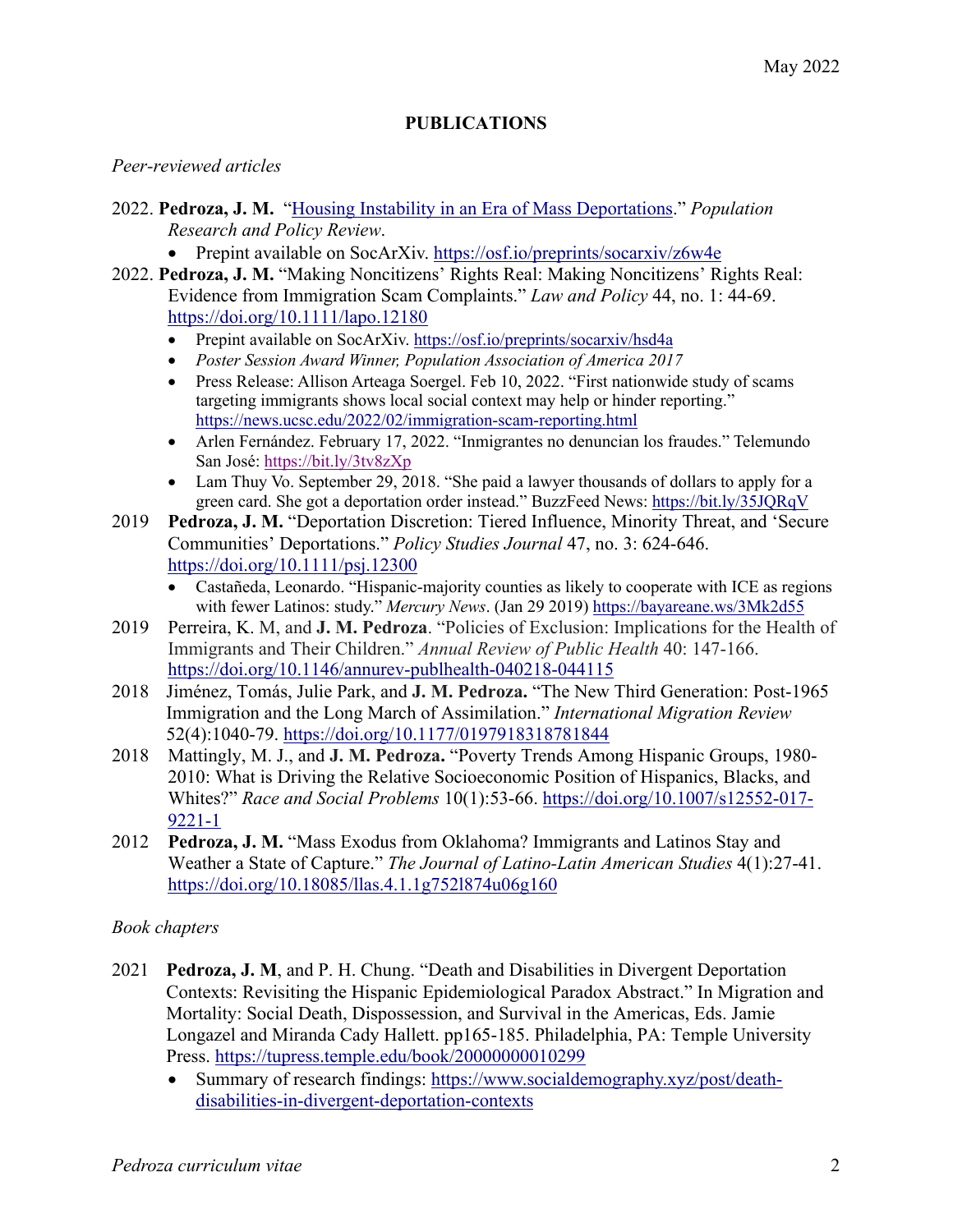May 2022

## PUBLICATIONS

*Peer-reviewed articles*

- 2022. **Pedroza, J. M.** "[Housing Instability in an Era of Mass Deportations](https://osf.io/preprints/socarxiv/z6w4e)." *Population Research and Policy Review*.
    - Prepint available on SocArXiv. https://osf.io/preprints/socarxiv/z6w4e
- 2022. **Pedroza, J. M.** "Making Noncitizens' Rights Real: Making Noncitizens' Rights Real: Evidence from Immigration Scam Complaints." *Law and Policy* 44, no. 1: 44-69. https://doi.org/10.1111/lapo.12180
    - Prepint available on SocArXiv. https://osf.io/preprints/socarxiv/hsd4a
    - *Poster Session Award Winner, Population Association of America 2017*
    - Press Release: Allison Arteaga Soergel. Feb 10, 2022. "First nationwide study of scams targeting immigrants shows local social context may help or hinder reporting." https://news.ucsc.edu/2022/02/immigration-scam-reporting.html
    - Arlen Fernández. February 17, 2022. "Inmigrantes no denuncian los fraudes." Telemundo San José: https://bit.ly/3tv8zXp
    - Lam Thuy Vo. September 29, 2018. "She paid a lawyer thousands of dollars to apply for a green card. She got a deportation order instead." BuzzFeed News: https://bit.ly/35JQRqV
- 2019 **Pedroza, J. M.** "Deportation Discretion: Tiered Influence, Minority Threat, and 'Secure Communities' Deportations." *Policy Studies Journal* 47, no. 3: 624-646. https://doi.org/10.1111/psj.12300
    - Castañeda, Leonardo. "Hispanic-majority counties as likely to cooperate with ICE as regions with fewer Latinos: study." *Mercury News*. (Jan 29 2019) https://bayareane.ws/3Mk2d55
- 2019 Perreira, K. M, and **J. M. Pedroza**. "Policies of Exclusion: Implications for the Health of Immigrants and Their Children." *Annual Review of Public Health* 40: 147-166. https://doi.org/10.1146/annurev-publhealth-040218-044115
- 2018 Jiménez, Tomás, Julie Park, and **J. M. Pedroza.** "The New Third Generation: Post-1965 Immigration and the Long March of Assimilation." *International Migration Review* 52(4):1040-79. https://doi.org/10.1177/0197918318781844
- 2018 Mattingly, M. J., and **J. M. Pedroza.** "Poverty Trends Among Hispanic Groups, 1980-2010: What is Driving the Relative Socioeconomic Position of Hispanics, Blacks, and Whites?" *Race and Social Problems* 10(1):53-66. https://doi.org/10.1007/s12552-017-9221-1
- 2012 **Pedroza, J. M.** "Mass Exodus from Oklahoma? Immigrants and Latinos Stay and Weather a State of Capture." *The Journal of Latino-Latin American Studies* 4(1):27-41. https://doi.org/10.18085/llas.4.1.1g752l874u06g160

*Book chapters*

- 2021 **Pedroza, J. M**, and P. H. Chung. "Death and Disabilities in Divergent Deportation Contexts: Revisiting the Hispanic Epidemiological Paradox Abstract." In Migration and Mortality: Social Death, Dispossession, and Survival in the Americas, Eds. Jamie Longazel and Miranda Cady Hallett. pp165-185. Philadelphia, PA: Temple University Press. https://tupress.temple.edu/book/20000000010299
    - Summary of research findings: https://www.socialdemography.xyz/post/death-disabilities-in-divergent-deportation-contexts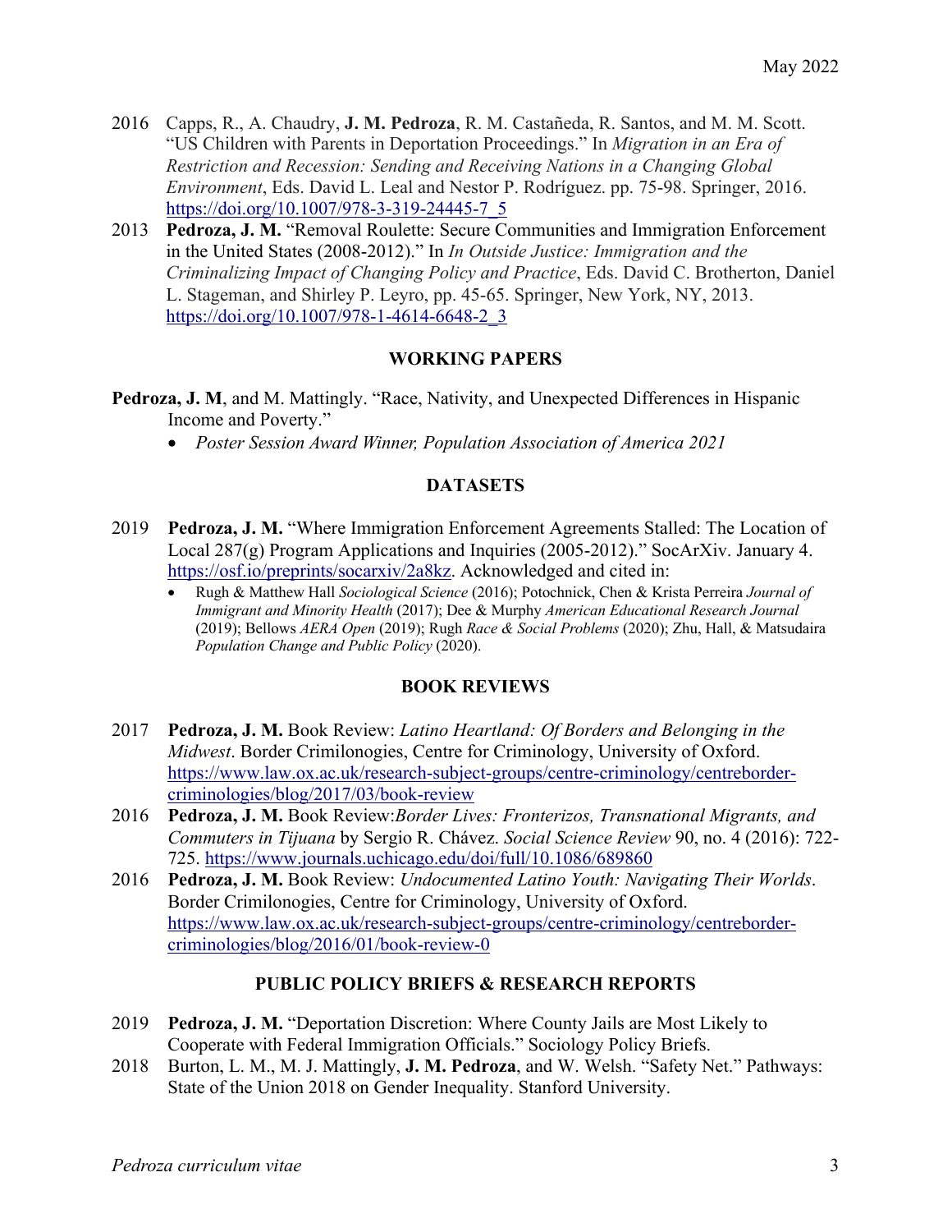2016 Capps, R., A. Chaudry, **J. M. Pedroza**, R. M. Castañeda, R. Santos, and M. M. Scott. "US Children with Parents in Deportation Proceedings." In *Migration in an Era of Restriction and Recession: Sending and Receiving Nations in a Changing Global Environment*, Eds. David L. Leal and Nestor P. Rodríguez. pp. 75-98. Springer, 2016. https://doi.org/10.1007/978-3-319-24445-7_5

2013 **Pedroza, J. M.** "Removal Roulette: Secure Communities and Immigration Enforcement in the United States (2008-2012)." In *In Outside Justice: Immigration and the Criminalizing Impact of Changing Policy and Practice*, Eds. David C. Brotherton, Daniel L. Stageman, and Shirley P. Leyro, pp. 45-65. Springer, New York, NY, 2013. https://doi.org/10.1007/978-1-4614-6648-2_3

## WORKING PAPERS

**Pedroza, J. M**, and M. Mattingly. "Race, Nativity, and Unexpected Differences in Hispanic Income and Poverty."

- *Poster Session Award Winner, Population Association of America 2021*

## DATASETS

2019 **Pedroza, J. M.** "Where Immigration Enforcement Agreements Stalled: The Location of Local 287(g) Program Applications and Inquiries (2005-2012)." SocArXiv. January 4. https://osf.io/preprints/socarxiv/2a8kz. Acknowledged and cited in:

- Rugh & Matthew Hall *Sociological Science* (2016); Potochnick, Chen & Krista Perreira *Journal of Immigrant and Minority Health* (2017); Dee & Murphy *American Educational Research Journal* (2019); Bellows *AERA Open* (2019); Rugh *Race & Social Problems* (2020); Zhu, Hall, & Matsudaira *Population Change and Public Policy* (2020).

## BOOK REVIEWS

2017 **Pedroza, J. M.** Book Review: *Latino Heartland: Of Borders and Belonging in the Midwest*. Border Crimilonogies, Centre for Criminology, University of Oxford. https://www.law.ox.ac.uk/research-subject-groups/centre-criminology/centreborder-criminologies/blog/2017/03/book-review

2016 **Pedroza, J. M.** Book Review:*Border Lives: Fronterizos, Transnational Migrants, and Commuters in Tijuana* by Sergio R. Chávez. *Social Science Review* 90, no. 4 (2016): 722-725. https://www.journals.uchicago.edu/doi/full/10.1086/689860

2016 **Pedroza, J. M.** Book Review: *Undocumented Latino Youth: Navigating Their Worlds*. Border Crimilonogies, Centre for Criminology, University of Oxford. https://www.law.ox.ac.uk/research-subject-groups/centre-criminology/centreborder-criminologies/blog/2016/01/book-review-0

## PUBLIC POLICY BRIEFS & RESEARCH REPORTS

2019 **Pedroza, J. M.** "Deportation Discretion: Where County Jails are Most Likely to Cooperate with Federal Immigration Officials." Sociology Policy Briefs.

2018 Burton, L. M., M. J. Mattingly, **J. M. Pedroza**, and W. Welsh. "Safety Net." Pathways: State of the Union 2018 on Gender Inequality. Stanford University.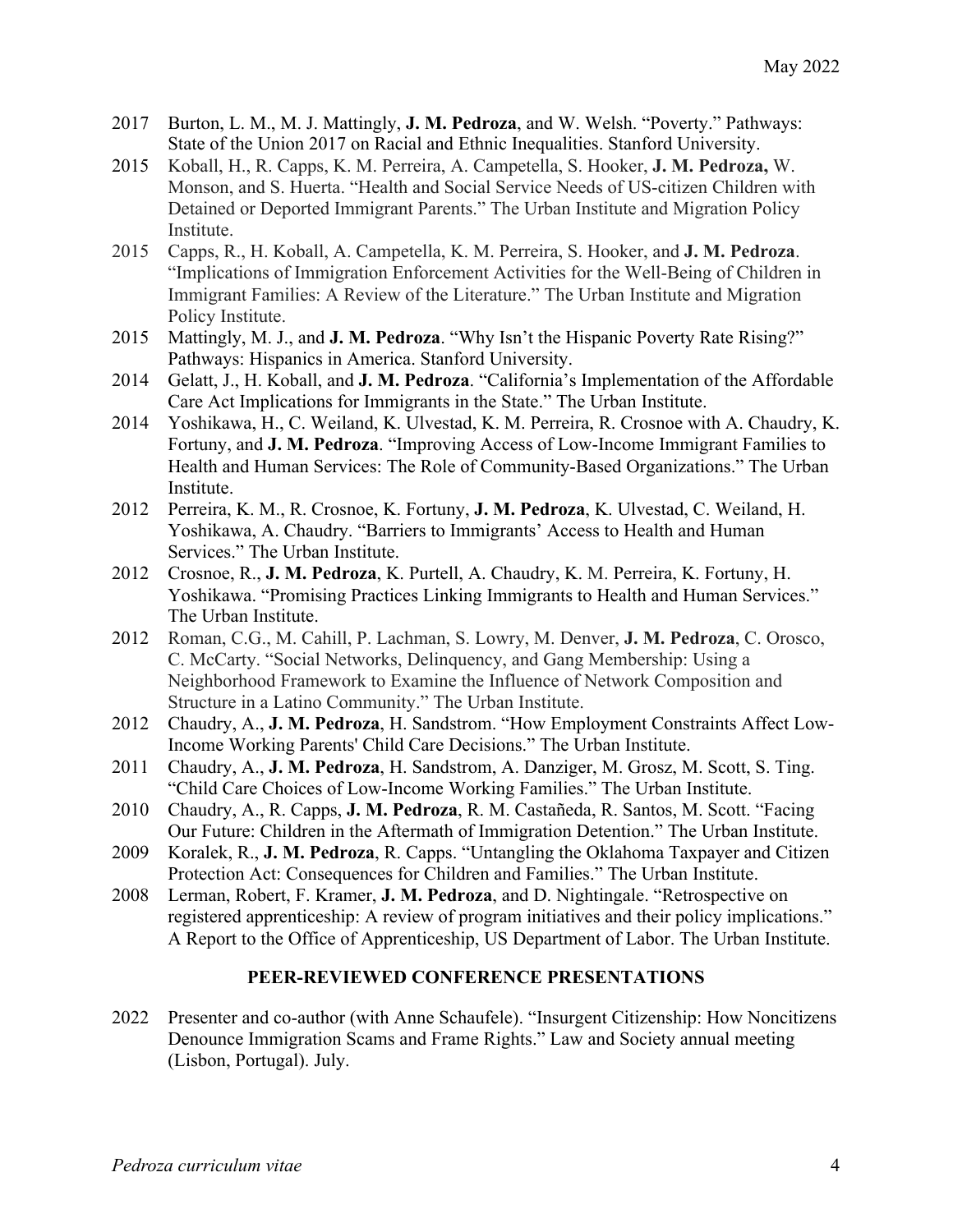2017 Burton, L. M., M. J. Mattingly, **J. M. Pedroza**, and W. Welsh. "Poverty." Pathways: State of the Union 2017 on Racial and Ethnic Inequalities. Stanford University.

2015 Koball, H., R. Capps, K. M. Perreira, A. Campetella, S. Hooker, **J. M. Pedroza,** W. Monson, and S. Huerta. "Health and Social Service Needs of US-citizen Children with Detained or Deported Immigrant Parents." The Urban Institute and Migration Policy Institute.

2015 Capps, R., H. Koball, A. Campetella, K. M. Perreira, S. Hooker, and **J. M. Pedroza**. "Implications of Immigration Enforcement Activities for the Well-Being of Children in Immigrant Families: A Review of the Literature." The Urban Institute and Migration Policy Institute.

2015 Mattingly, M. J., and **J. M. Pedroza**. "Why Isn't the Hispanic Poverty Rate Rising?" Pathways: Hispanics in America. Stanford University.

2014 Gelatt, J., H. Koball, and **J. M. Pedroza**. "California's Implementation of the Affordable Care Act Implications for Immigrants in the State." The Urban Institute.

2014 Yoshikawa, H., C. Weiland, K. Ulvestad, K. M. Perreira, R. Crosnoe with A. Chaudry, K. Fortuny, and **J. M. Pedroza**. "Improving Access of Low-Income Immigrant Families to Health and Human Services: The Role of Community-Based Organizations." The Urban Institute.

2012 Perreira, K. M., R. Crosnoe, K. Fortuny, **J. M. Pedroza**, K. Ulvestad, C. Weiland, H. Yoshikawa, A. Chaudry. "Barriers to Immigrants' Access to Health and Human Services." The Urban Institute.

2012 Crosnoe, R., **J. M. Pedroza**, K. Purtell, A. Chaudry, K. M. Perreira, K. Fortuny, H. Yoshikawa. "Promising Practices Linking Immigrants to Health and Human Services." The Urban Institute.

2012 Roman, C.G., M. Cahill, P. Lachman, S. Lowry, M. Denver, **J. M. Pedroza**, C. Orosco, C. McCarty. "Social Networks, Delinquency, and Gang Membership: Using a Neighborhood Framework to Examine the Influence of Network Composition and Structure in a Latino Community." The Urban Institute.

2012 Chaudry, A., **J. M. Pedroza**, H. Sandstrom. "How Employment Constraints Affect Low-Income Working Parents' Child Care Decisions." The Urban Institute.

2011 Chaudry, A., **J. M. Pedroza**, H. Sandstrom, A. Danziger, M. Grosz, M. Scott, S. Ting. "Child Care Choices of Low-Income Working Families." The Urban Institute.

2010 Chaudry, A., R. Capps, **J. M. Pedroza**, R. M. Castañeda, R. Santos, M. Scott. "Facing Our Future: Children in the Aftermath of Immigration Detention." The Urban Institute.

2009 Koralek, R., **J. M. Pedroza**, R. Capps. "Untangling the Oklahoma Taxpayer and Citizen Protection Act: Consequences for Children and Families." The Urban Institute.

2008 Lerman, Robert, F. Kramer, **J. M. Pedroza**, and D. Nightingale. "Retrospective on registered apprenticeship: A review of program initiatives and their policy implications." A Report to the Office of Apprenticeship, US Department of Labor. The Urban Institute.

## PEER-REVIEWED CONFERENCE PRESENTATIONS

2022 Presenter and co-author (with Anne Schaufele). "Insurgent Citizenship: How Noncitizens Denounce Immigration Scams and Frame Rights." Law and Society annual meeting (Lisbon, Portugal). July.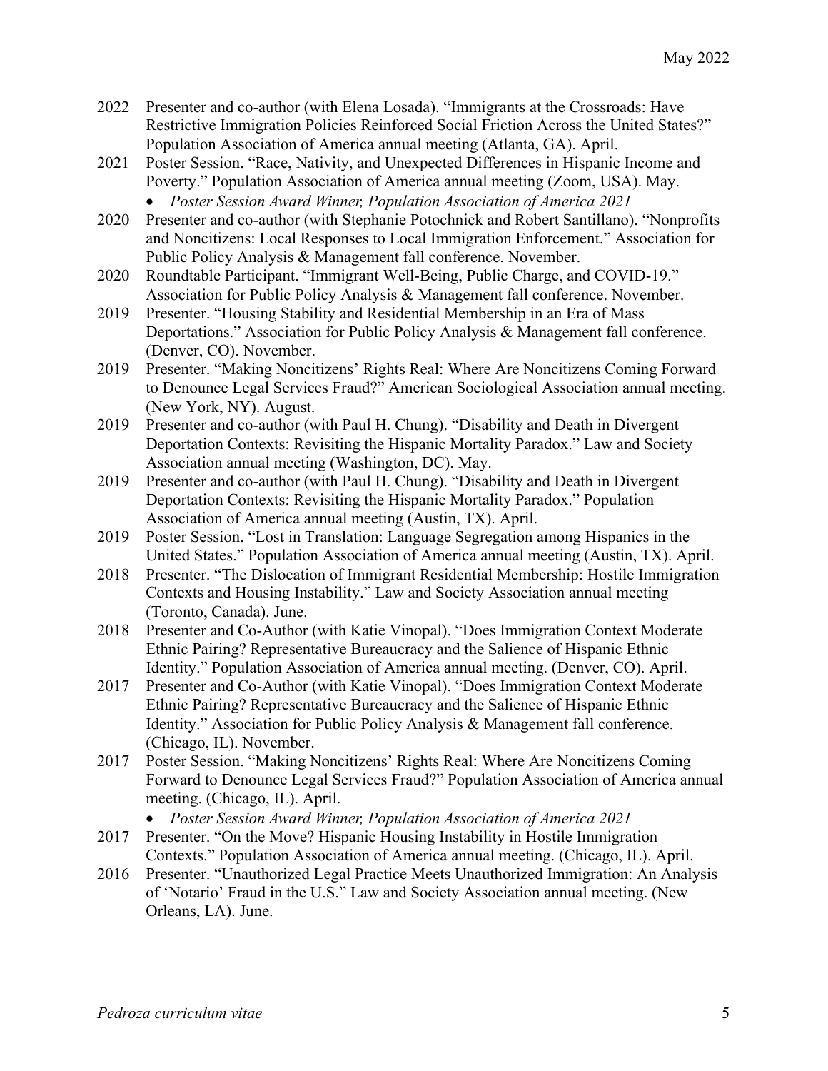2022 Presenter and co-author (with Elena Losada). "Immigrants at the Crossroads: Have Restrictive Immigration Policies Reinforced Social Friction Across the United States?" Population Association of America annual meeting (Atlanta, GA). April.

2021 Poster Session. "Race, Nativity, and Unexpected Differences in Hispanic Income and Poverty." Population Association of America annual meeting (Zoom, USA). May.

- *Poster Session Award Winner, Population Association of America 2021*

2020 Presenter and co-author (with Stephanie Potochnick and Robert Santillano). "Nonprofits and Noncitizens: Local Responses to Local Immigration Enforcement." Association for Public Policy Analysis & Management fall conference. November.

2020 Roundtable Participant. "Immigrant Well-Being, Public Charge, and COVID-19." Association for Public Policy Analysis & Management fall conference. November.

2019 Presenter. "Housing Stability and Residential Membership in an Era of Mass Deportations." Association for Public Policy Analysis & Management fall conference. (Denver, CO). November.

2019 Presenter. "Making Noncitizens' Rights Real: Where Are Noncitizens Coming Forward to Denounce Legal Services Fraud?" American Sociological Association annual meeting. (New York, NY). August.

2019 Presenter and co-author (with Paul H. Chung). "Disability and Death in Divergent Deportation Contexts: Revisiting the Hispanic Mortality Paradox." Law and Society Association annual meeting (Washington, DC). May.

2019 Presenter and co-author (with Paul H. Chung). "Disability and Death in Divergent Deportation Contexts: Revisiting the Hispanic Mortality Paradox." Population Association of America annual meeting (Austin, TX). April.

2019 Poster Session. "Lost in Translation: Language Segregation among Hispanics in the United States." Population Association of America annual meeting (Austin, TX). April.

2018 Presenter. "The Dislocation of Immigrant Residential Membership: Hostile Immigration Contexts and Housing Instability." Law and Society Association annual meeting (Toronto, Canada). June.

2018 Presenter and Co-Author (with Katie Vinopal). "Does Immigration Context Moderate Ethnic Pairing? Representative Bureaucracy and the Salience of Hispanic Ethnic Identity." Population Association of America annual meeting. (Denver, CO). April.

2017 Presenter and Co-Author (with Katie Vinopal). "Does Immigration Context Moderate Ethnic Pairing? Representative Bureaucracy and the Salience of Hispanic Ethnic Identity." Association for Public Policy Analysis & Management fall conference. (Chicago, IL). November.

2017 Poster Session. "Making Noncitizens' Rights Real: Where Are Noncitizens Coming Forward to Denounce Legal Services Fraud?" Population Association of America annual meeting. (Chicago, IL). April.

- *Poster Session Award Winner, Population Association of America 2021*

2017 Presenter. "On the Move? Hispanic Housing Instability in Hostile Immigration Contexts." Population Association of America annual meeting. (Chicago, IL). April.

2016 Presenter. "Unauthorized Legal Practice Meets Unauthorized Immigration: An Analysis of 'Notario' Fraud in the U.S." Law and Society Association annual meeting. (New Orleans, LA). June.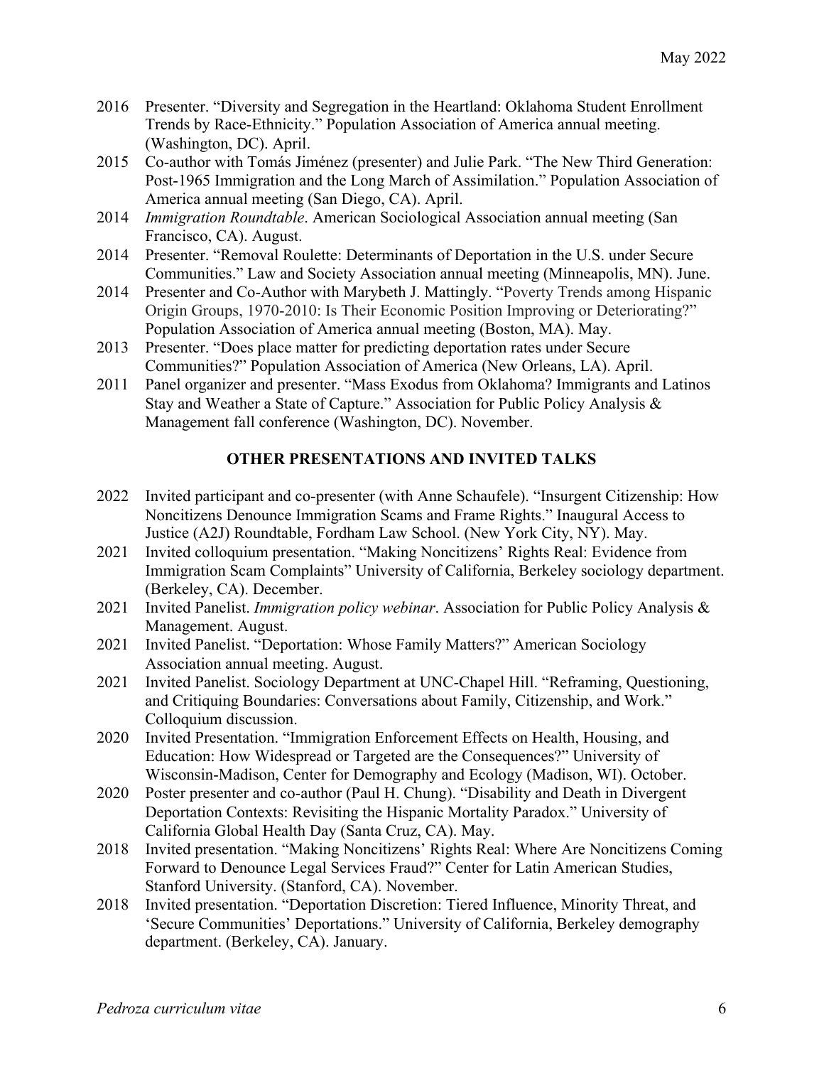2016 Presenter. "Diversity and Segregation in the Heartland: Oklahoma Student Enrollment Trends by Race-Ethnicity." Population Association of America annual meeting. (Washington, DC). April.

2015 Co-author with Tomás Jiménez (presenter) and Julie Park. "The New Third Generation: Post-1965 Immigration and the Long March of Assimilation." Population Association of America annual meeting (San Diego, CA). April.

2014 *Immigration Roundtable*. American Sociological Association annual meeting (San Francisco, CA). August.

2014 Presenter. "Removal Roulette: Determinants of Deportation in the U.S. under Secure Communities." Law and Society Association annual meeting (Minneapolis, MN). June.

2014 Presenter and Co-Author with Marybeth J. Mattingly. "Poverty Trends among Hispanic Origin Groups, 1970-2010: Is Their Economic Position Improving or Deteriorating?" Population Association of America annual meeting (Boston, MA). May.

2013 Presenter. "Does place matter for predicting deportation rates under Secure Communities?" Population Association of America (New Orleans, LA). April.

2011 Panel organizer and presenter. "Mass Exodus from Oklahoma? Immigrants and Latinos Stay and Weather a State of Capture." Association for Public Policy Analysis & Management fall conference (Washington, DC). November.

## OTHER PRESENTATIONS AND INVITED TALKS

2022 Invited participant and co-presenter (with Anne Schaufele). "Insurgent Citizenship: How Noncitizens Denounce Immigration Scams and Frame Rights." Inaugural Access to Justice (A2J) Roundtable, Fordham Law School. (New York City, NY). May.

2021 Invited colloquium presentation. "Making Noncitizens' Rights Real: Evidence from Immigration Scam Complaints" University of California, Berkeley sociology department. (Berkeley, CA). December.

2021 Invited Panelist. *Immigration policy webinar*. Association for Public Policy Analysis & Management. August.

2021 Invited Panelist. "Deportation: Whose Family Matters?" American Sociology Association annual meeting. August.

2021 Invited Panelist. Sociology Department at UNC-Chapel Hill. "Reframing, Questioning, and Critiquing Boundaries: Conversations about Family, Citizenship, and Work." Colloquium discussion.

2020 Invited Presentation. "Immigration Enforcement Effects on Health, Housing, and Education: How Widespread or Targeted are the Consequences?" University of Wisconsin-Madison, Center for Demography and Ecology (Madison, WI). October.

2020 Poster presenter and co-author (Paul H. Chung). "Disability and Death in Divergent Deportation Contexts: Revisiting the Hispanic Mortality Paradox." University of California Global Health Day (Santa Cruz, CA). May.

2018 Invited presentation. "Making Noncitizens' Rights Real: Where Are Noncitizens Coming Forward to Denounce Legal Services Fraud?" Center for Latin American Studies, Stanford University. (Stanford, CA). November.

2018 Invited presentation. "Deportation Discretion: Tiered Influence, Minority Threat, and 'Secure Communities' Deportations." University of California, Berkeley demography department. (Berkeley, CA). January.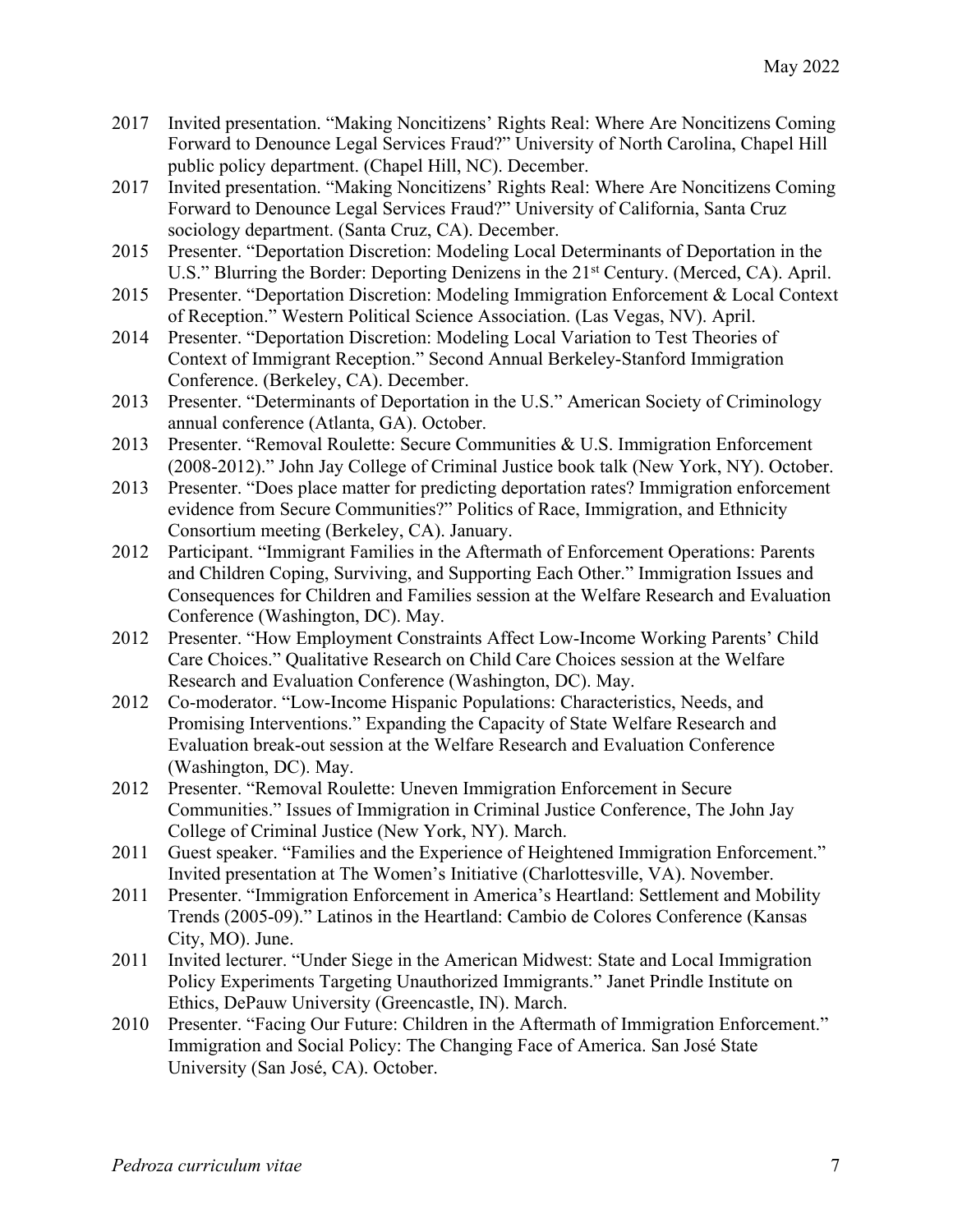2017 Invited presentation. "Making Noncitizens' Rights Real: Where Are Noncitizens Coming Forward to Denounce Legal Services Fraud?" University of North Carolina, Chapel Hill public policy department. (Chapel Hill, NC). December.

2017 Invited presentation. "Making Noncitizens' Rights Real: Where Are Noncitizens Coming Forward to Denounce Legal Services Fraud?" University of California, Santa Cruz sociology department. (Santa Cruz, CA). December.

2015 Presenter. "Deportation Discretion: Modeling Local Determinants of Deportation in the U.S." Blurring the Border: Deporting Denizens in the 21st Century. (Merced, CA). April.

2015 Presenter. "Deportation Discretion: Modeling Immigration Enforcement & Local Context of Reception." Western Political Science Association. (Las Vegas, NV). April.

2014 Presenter. "Deportation Discretion: Modeling Local Variation to Test Theories of Context of Immigrant Reception." Second Annual Berkeley-Stanford Immigration Conference. (Berkeley, CA). December.

2013 Presenter. "Determinants of Deportation in the U.S." American Society of Criminology annual conference (Atlanta, GA). October.

2013 Presenter. "Removal Roulette: Secure Communities & U.S. Immigration Enforcement (2008-2012)." John Jay College of Criminal Justice book talk (New York, NY). October.

2013 Presenter. "Does place matter for predicting deportation rates? Immigration enforcement evidence from Secure Communities?" Politics of Race, Immigration, and Ethnicity Consortium meeting (Berkeley, CA). January.

2012 Participant. "Immigrant Families in the Aftermath of Enforcement Operations: Parents and Children Coping, Surviving, and Supporting Each Other." Immigration Issues and Consequences for Children and Families session at the Welfare Research and Evaluation Conference (Washington, DC). May.

2012 Presenter. "How Employment Constraints Affect Low-Income Working Parents' Child Care Choices." Qualitative Research on Child Care Choices session at the Welfare Research and Evaluation Conference (Washington, DC). May.

2012 Co-moderator. "Low-Income Hispanic Populations: Characteristics, Needs, and Promising Interventions." Expanding the Capacity of State Welfare Research and Evaluation break-out session at the Welfare Research and Evaluation Conference (Washington, DC). May.

2012 Presenter. "Removal Roulette: Uneven Immigration Enforcement in Secure Communities." Issues of Immigration in Criminal Justice Conference, The John Jay College of Criminal Justice (New York, NY). March.

2011 Guest speaker. "Families and the Experience of Heightened Immigration Enforcement." Invited presentation at The Women's Initiative (Charlottesville, VA). November.

2011 Presenter. "Immigration Enforcement in America's Heartland: Settlement and Mobility Trends (2005-09)." Latinos in the Heartland: Cambio de Colores Conference (Kansas City, MO). June.

2011 Invited lecturer. "Under Siege in the American Midwest: State and Local Immigration Policy Experiments Targeting Unauthorized Immigrants." Janet Prindle Institute on Ethics, DePauw University (Greencastle, IN). March.

2010 Presenter. "Facing Our Future: Children in the Aftermath of Immigration Enforcement." Immigration and Social Policy: The Changing Face of America. San José State University (San José, CA). October.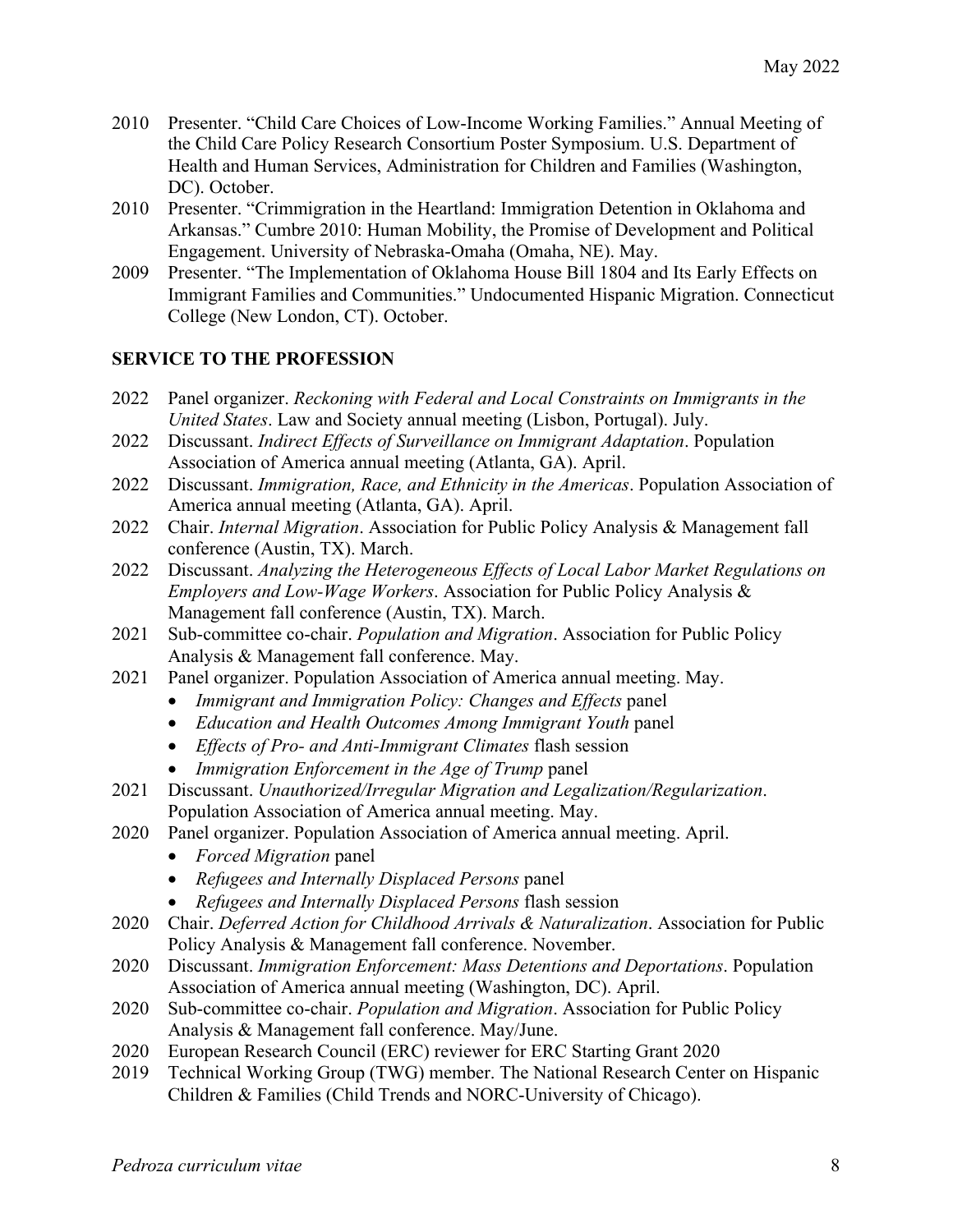2010 Presenter. "Child Care Choices of Low-Income Working Families." Annual Meeting of the Child Care Policy Research Consortium Poster Symposium. U.S. Department of Health and Human Services, Administration for Children and Families (Washington, DC). October.

2010 Presenter. "Crimmigration in the Heartland: Immigration Detention in Oklahoma and Arkansas." Cumbre 2010: Human Mobility, the Promise of Development and Political Engagement. University of Nebraska-Omaha (Omaha, NE). May.

2009 Presenter. "The Implementation of Oklahoma House Bill 1804 and Its Early Effects on Immigrant Families and Communities." Undocumented Hispanic Migration. Connecticut College (New London, CT). October.

## SERVICE TO THE PROFESSION

2022 Panel organizer. *Reckoning with Federal and Local Constraints on Immigrants in the United States*. Law and Society annual meeting (Lisbon, Portugal). July.

2022 Discussant. *Indirect Effects of Surveillance on Immigrant Adaptation*. Population Association of America annual meeting (Atlanta, GA). April.

2022 Discussant. *Immigration, Race, and Ethnicity in the Americas*. Population Association of America annual meeting (Atlanta, GA). April.

2022 Chair. *Internal Migration*. Association for Public Policy Analysis & Management fall conference (Austin, TX). March.

2022 Discussant. *Analyzing the Heterogeneous Effects of Local Labor Market Regulations on Employers and Low-Wage Workers*. Association for Public Policy Analysis & Management fall conference (Austin, TX). March.

2021 Sub-committee co-chair. *Population and Migration*. Association for Public Policy Analysis & Management fall conference. May.

2021 Panel organizer. Population Association of America annual meeting. May.
- *Immigrant and Immigration Policy: Changes and Effects* panel
- *Education and Health Outcomes Among Immigrant Youth* panel
- *Effects of Pro- and Anti-Immigrant Climates* flash session
- *Immigration Enforcement in the Age of Trump* panel

2021 Discussant. *Unauthorized/Irregular Migration and Legalization/Regularization*. Population Association of America annual meeting. May.

2020 Panel organizer. Population Association of America annual meeting. April.
- *Forced Migration* panel
- *Refugees and Internally Displaced Persons* panel
- *Refugees and Internally Displaced Persons* flash session

2020 Chair. *Deferred Action for Childhood Arrivals & Naturalization*. Association for Public Policy Analysis & Management fall conference. November.

2020 Discussant. *Immigration Enforcement: Mass Detentions and Deportations*. Population Association of America annual meeting (Washington, DC). April.

2020 Sub-committee co-chair. *Population and Migration*. Association for Public Policy Analysis & Management fall conference. May/June.

2020 European Research Council (ERC) reviewer for ERC Starting Grant 2020

2019 Technical Working Group (TWG) member. The National Research Center on Hispanic Children & Families (Child Trends and NORC-University of Chicago).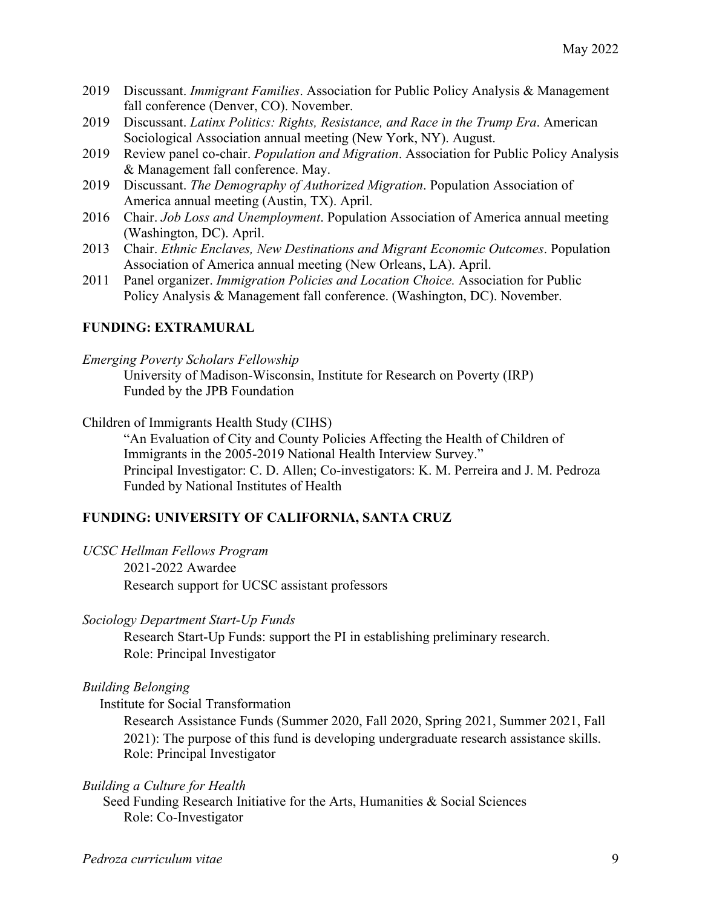- 2019 Discussant. *Immigrant Families*. Association for Public Policy Analysis & Management fall conference (Denver, CO). November.
- 2019 Discussant. *Latinx Politics: Rights, Resistance, and Race in the Trump Era*. American Sociological Association annual meeting (New York, NY). August.
- 2019 Review panel co-chair. *Population and Migration*. Association for Public Policy Analysis & Management fall conference. May.
- 2019 Discussant. *The Demography of Authorized Migration*. Population Association of America annual meeting (Austin, TX). April.
- 2016 Chair. *Job Loss and Unemployment*. Population Association of America annual meeting (Washington, DC). April.
- 2013 Chair. *Ethnic Enclaves, New Destinations and Migrant Economic Outcomes*. Population Association of America annual meeting (New Orleans, LA). April.
- 2011 Panel organizer. *Immigration Policies and Location Choice.* Association for Public Policy Analysis & Management fall conference. (Washington, DC). November.

## FUNDING: EXTRAMURAL

*Emerging Poverty Scholars Fellowship*

University of Madison-Wisconsin, Institute for Research on Poverty (IRP)
Funded by the JPB Foundation

Children of Immigrants Health Study (CIHS)

"An Evaluation of City and County Policies Affecting the Health of Children of Immigrants in the 2005-2019 National Health Interview Survey."
Principal Investigator: C. D. Allen; Co-investigators: K. M. Perreira and J. M. Pedroza
Funded by National Institutes of Health

## FUNDING: UNIVERSITY OF CALIFORNIA, SANTA CRUZ

*UCSC Hellman Fellows Program*

2021-2022 Awardee
Research support for UCSC assistant professors

*Sociology Department Start-Up Funds*

Research Start-Up Funds: support the PI in establishing preliminary research.
Role: Principal Investigator

*Building Belonging*

Institute for Social Transformation

Research Assistance Funds (Summer 2020, Fall 2020, Spring 2021, Summer 2021, Fall 2021): The purpose of this fund is developing undergraduate research assistance skills.
Role: Principal Investigator

*Building a Culture for Health*

Seed Funding Research Initiative for the Arts, Humanities & Social Sciences
Role: Co-Investigator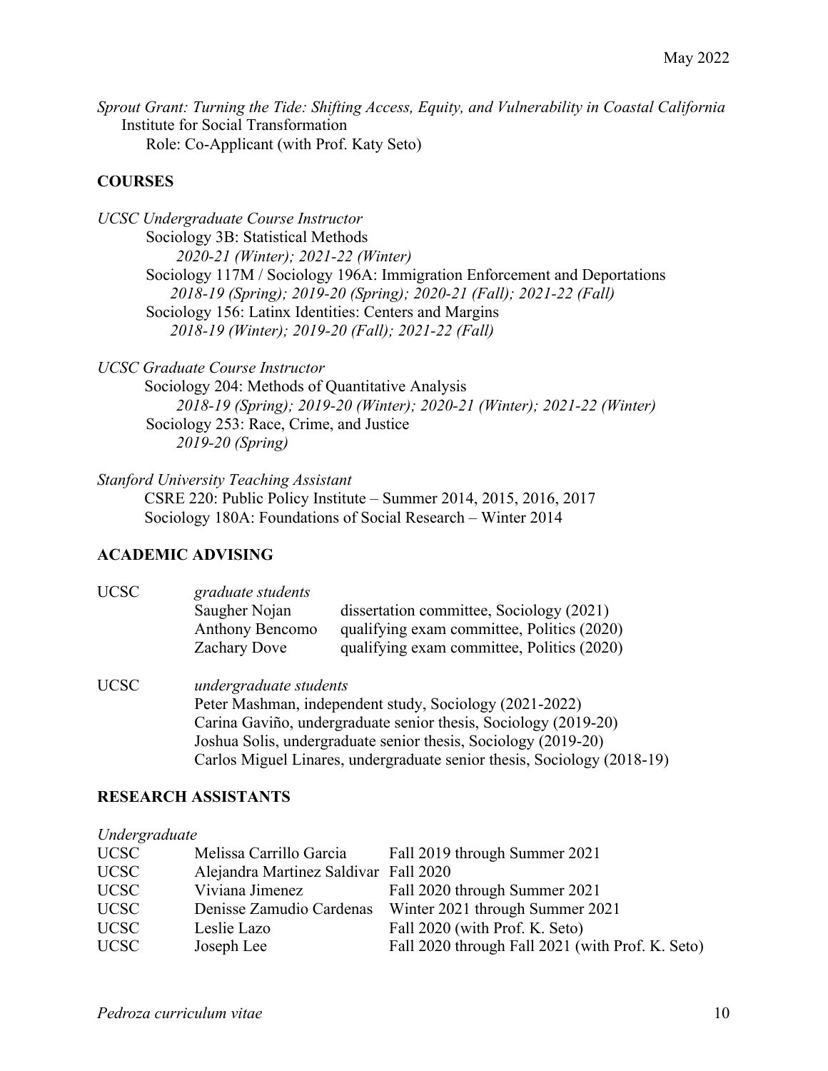*Sprout Grant: Turning the Tide: Shifting Access, Equity, and Vulnerability in Coastal California*
Institute for Social Transformation
Role: Co-Applicant (with Prof. Katy Seto)

## COURSES

*UCSC Undergraduate Course Instructor*

Sociology 3B: Statistical Methods
*2020-21 (Winter); 2021-22 (Winter)*

Sociology 117M / Sociology 196A: Immigration Enforcement and Deportations
*2018-19 (Spring); 2019-20 (Spring); 2020-21 (Fall); 2021-22 (Fall)*

Sociology 156: Latinx Identities: Centers and Margins
*2018-19 (Winter); 2019-20 (Fall); 2021-22 (Fall)*

*UCSC Graduate Course Instructor*

Sociology 204: Methods of Quantitative Analysis
*2018-19 (Spring); 2019-20 (Winter); 2020-21 (Winter); 2021-22 (Winter)*

Sociology 253: Race, Crime, and Justice
*2019-20 (Spring)*

*Stanford University Teaching Assistant*

CSRE 220: Public Policy Institute – Summer 2014, 2015, 2016, 2017
Sociology 180A: Foundations of Social Research – Winter 2014

## ACADEMIC ADVISING

UCSC *graduate students*

| | | |
|---|---|---|
| UCSC | Saugher Nojan | dissertation committee, Sociology (2021) |
| | Anthony Bencomo | qualifying exam committee, Politics (2020) |
| | Zachary Dove | qualifying exam committee, Politics (2020) |

UCSC *undergraduate students*

Peter Mashman, independent study, Sociology (2021-2022)
Carina Gaviño, undergraduate senior thesis, Sociology (2019-20)
Joshua Solis, undergraduate senior thesis, Sociology (2019-20)
Carlos Miguel Linares, undergraduate senior thesis, Sociology (2018-19)

## RESEARCH ASSISTANTS

*Undergraduate*

| | | |
|---|---|---|
| UCSC | Melissa Carrillo Garcia | Fall 2019 through Summer 2021 |
| UCSC | Alejandra Martinez Saldivar | Fall 2020 |
| UCSC | Viviana Jimenez | Fall 2020 through Summer 2021 |
| UCSC | Denisse Zamudio Cardenas | Winter 2021 through Summer 2021 |
| UCSC | Leslie Lazo | Fall 2020 (with Prof. K. Seto) |
| UCSC | Joseph Lee | Fall 2020 through Fall 2021 (with Prof. K. Seto) |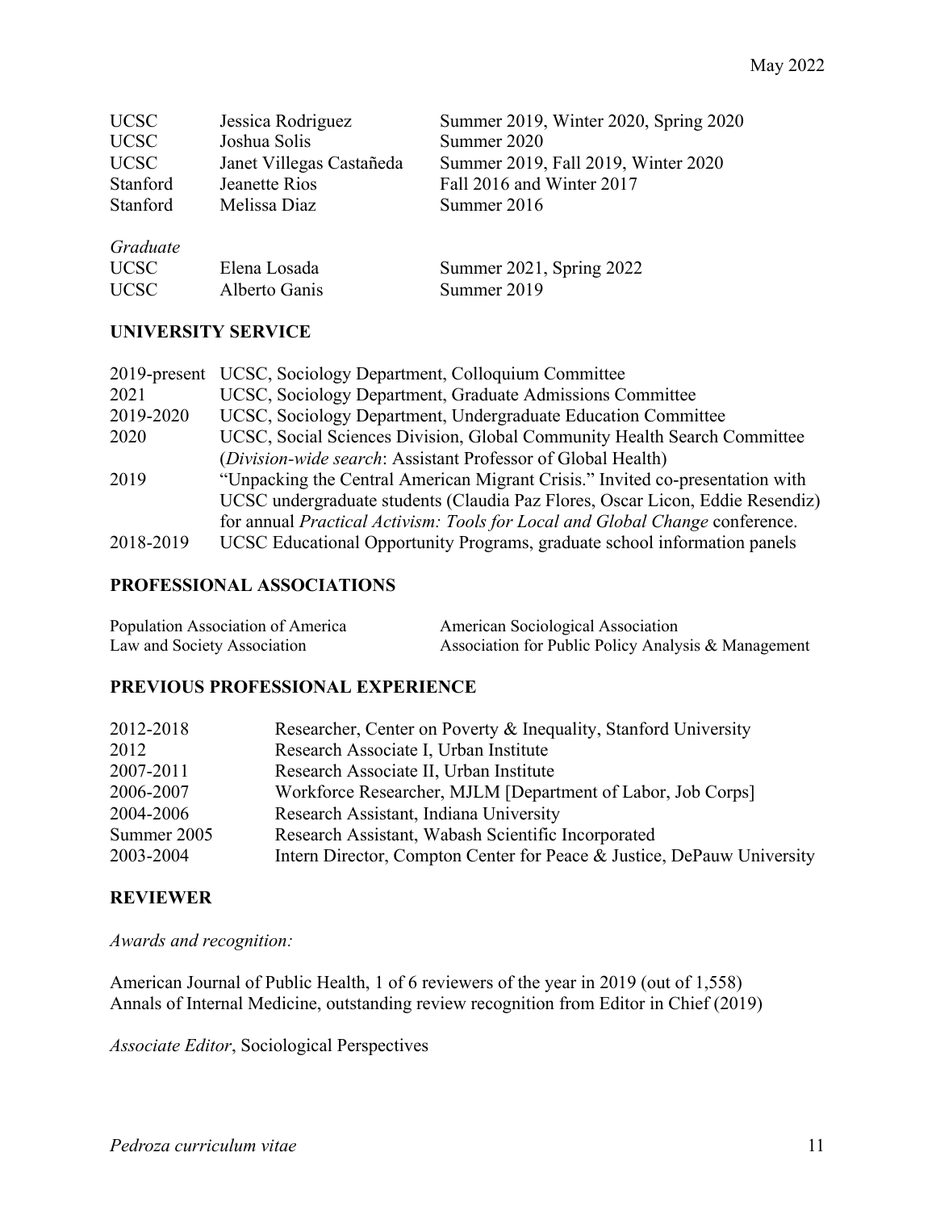| | | |
|---|---|---|
| UCSC | Jessica Rodriguez | Summer 2019, Winter 2020, Spring 2020 |
| UCSC | Joshua Solis | Summer 2020 |
| UCSC | Janet Villegas Castañeda | Summer 2019, Fall 2019, Winter 2020 |
| Stanford | Jeanette Rios | Fall 2016 and Winter 2017 |
| Stanford | Melissa Diaz | Summer 2016 |

*Graduate*

| | | |
|---|---|---|
| UCSC | Elena Losada | Summer 2021, Spring 2022 |
| UCSC | Alberto Ganis | Summer 2019 |

**UNIVERSITY SERVICE**

| | |
|---|---|
| 2019-present | UCSC, Sociology Department, Colloquium Committee |
| 2021 | UCSC, Sociology Department, Graduate Admissions Committee |
| 2019-2020 | UCSC, Sociology Department, Undergraduate Education Committee |
| 2020 | UCSC, Social Sciences Division, Global Community Health Search Committee (*Division-wide search*: Assistant Professor of Global Health) |
| 2019 | "Unpacking the Central American Migrant Crisis." Invited co-presentation with UCSC undergraduate students (Claudia Paz Flores, Oscar Licon, Eddie Resendiz) for annual *Practical Activism: Tools for Local and Global Change* conference. |
| 2018-2019 | UCSC Educational Opportunity Programs, graduate school information panels |

**PROFESSIONAL ASSOCIATIONS**

Population Association of America
American Sociological Association
Law and Society Association
Association for Public Policy Analysis & Management

**PREVIOUS PROFESSIONAL EXPERIENCE**

| | |
|---|---|
| 2012-2018 | Researcher, Center on Poverty & Inequality, Stanford University |
| 2012 | Research Associate I, Urban Institute |
| 2007-2011 | Research Associate II, Urban Institute |
| 2006-2007 | Workforce Researcher, MJLM [Department of Labor, Job Corps] |
| 2004-2006 | Research Assistant, Indiana University |
| Summer 2005 | Research Assistant, Wabash Scientific Incorporated |
| 2003-2004 | Intern Director, Compton Center for Peace & Justice, DePauw University |

**REVIEWER**

*Awards and recognition:*

American Journal of Public Health, 1 of 6 reviewers of the year in 2019 (out of 1,558)
Annals of Internal Medicine, outstanding review recognition from Editor in Chief (2019)

*Associate Editor*, Sociological Perspectives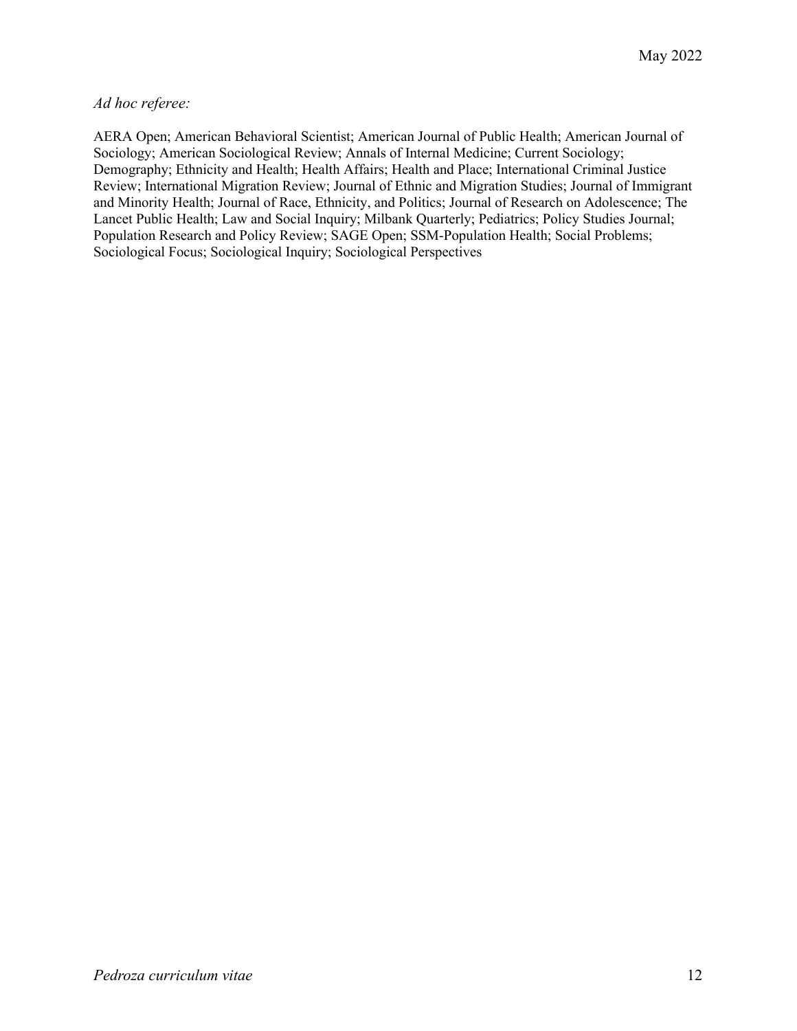*Ad hoc referee:*

AERA Open; American Behavioral Scientist; American Journal of Public Health; American Journal of Sociology; American Sociological Review; Annals of Internal Medicine; Current Sociology; Demography; Ethnicity and Health; Health Affairs; Health and Place; International Criminal Justice Review; International Migration Review; Journal of Ethnic and Migration Studies; Journal of Immigrant and Minority Health; Journal of Race, Ethnicity, and Politics; Journal of Research on Adolescence; The Lancet Public Health; Law and Social Inquiry; Milbank Quarterly; Pediatrics; Policy Studies Journal; Population Research and Policy Review; SAGE Open; SSM-Population Health; Social Problems; Sociological Focus; Sociological Inquiry; Sociological Perspectives